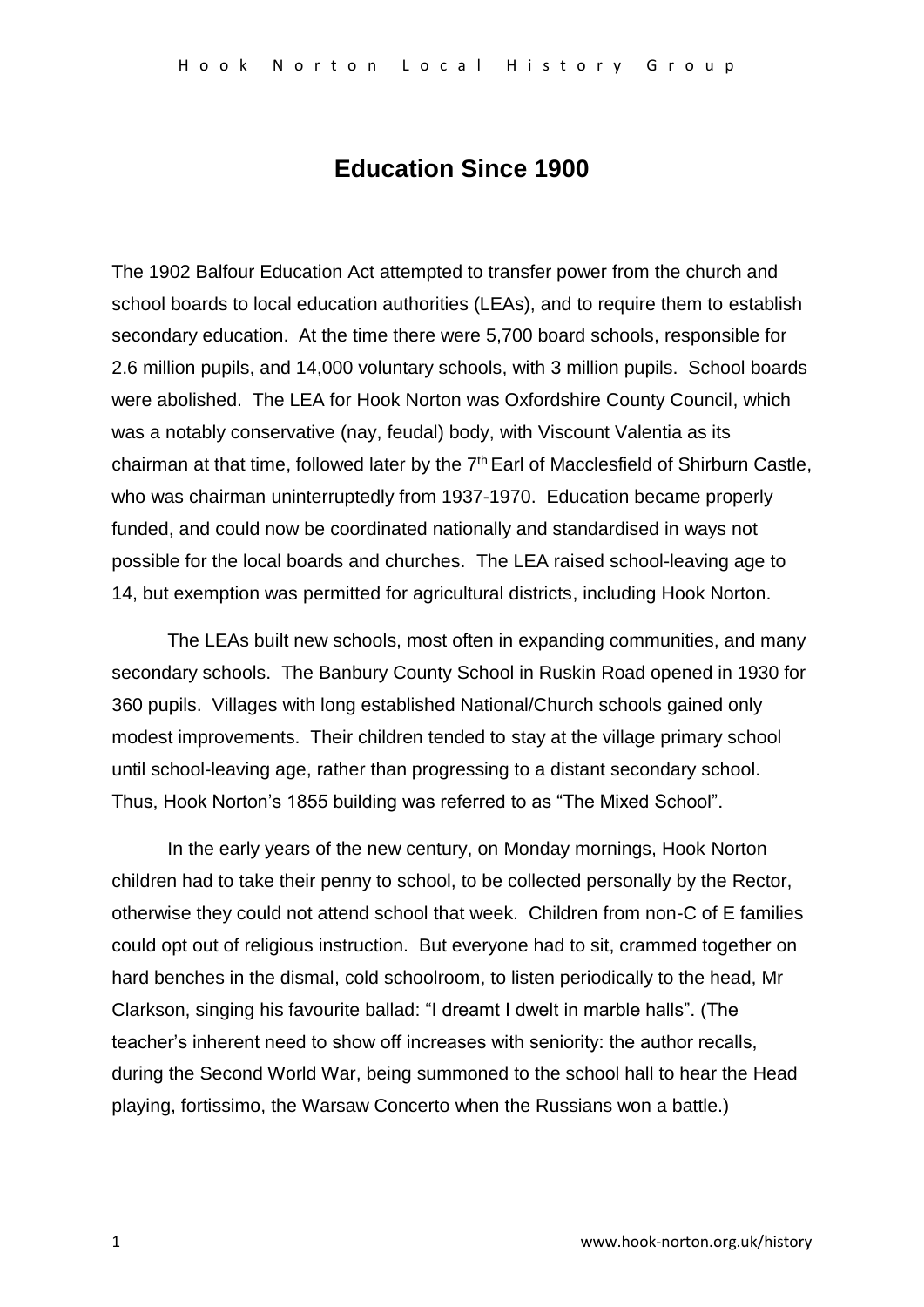# Education Since 1900

The 1902 Balfour Education Act attempted to transfer power from the church and school boards to local education authorities (LEAs), and to require them to establish secondary education. At the time there were 5,700 board schools, responsible for 2.6 million pupils, and 14,000 voluntary schools, with 3 million pupils. School boards were abolished. The LEA for Hook Norton was Oxfordshire County Council, which was a notably conservative (nay, feudal) body, with Viscount Valentia as its chairman at that time, followed later by the 7th Earl of Macclesfield of Shirburn Castle, who was chairman uninterruptedly from 1937-1970. Education became properly funded, and could now be coordinated nationally and standardised in ways not possible for the local boards and churches. The LEA raised school-leaving age to 14, but exemption was permitted for agricultural districts, including Hook Norton.

The LEAs built new schools, most often in expanding communities, and many secondary schools. The Banbury County School in Ruskin Road opened in 1930 for 360 pupils. Villages with long established National/Church schools gained only modest improvements. Their children tended to stay at the village primary school until school-leaving age, rather than progressing to a distant secondary school. Thus, Hook Norton's 1855 building was referred to as "The Mixed School".

In the early years of the new century, on Monday mornings, Hook Norton children had to take their penny to school, to be collected personally by the Rector, otherwise they could not attend school that week. Children from non-C of E families could opt out of religious instruction. But everyone had to sit, crammed together on hard benches in the dismal, cold schoolroom, to listen periodically to the head, Mr Clarkson, singing his favourite ballad: "I dreamt I dwelt in marble halls". (The teacher's inherent need to show off increases with seniority: the author recalls, during the Second World War, being summoned to the school hall to hear the Head playing, fortissimo, the Warsaw Concerto when the Russians won a battle.)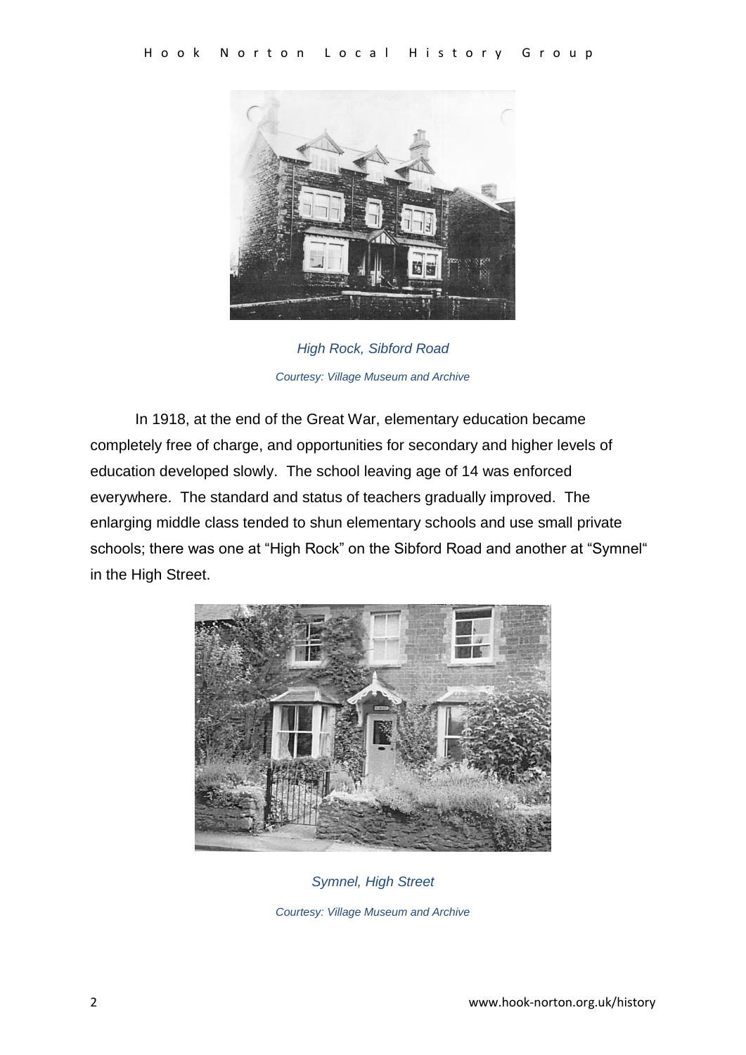*High Rock, Sibford Road*

*Courtesy: Village Museum and Archive*

In 1918, at the end of the Great War, elementary education became completely free of charge, and opportunities for secondary and higher levels of education developed slowly. The school leaving age of 14 was enforced everywhere. The standard and status of teachers gradually improved. The enlarging middle class tended to shun elementary schools and use small private schools; there was one at "High Rock" on the Sibford Road and another at "Symnel" in the High Street.

*Symnel, High Street*

*Courtesy: Village Museum and Archive*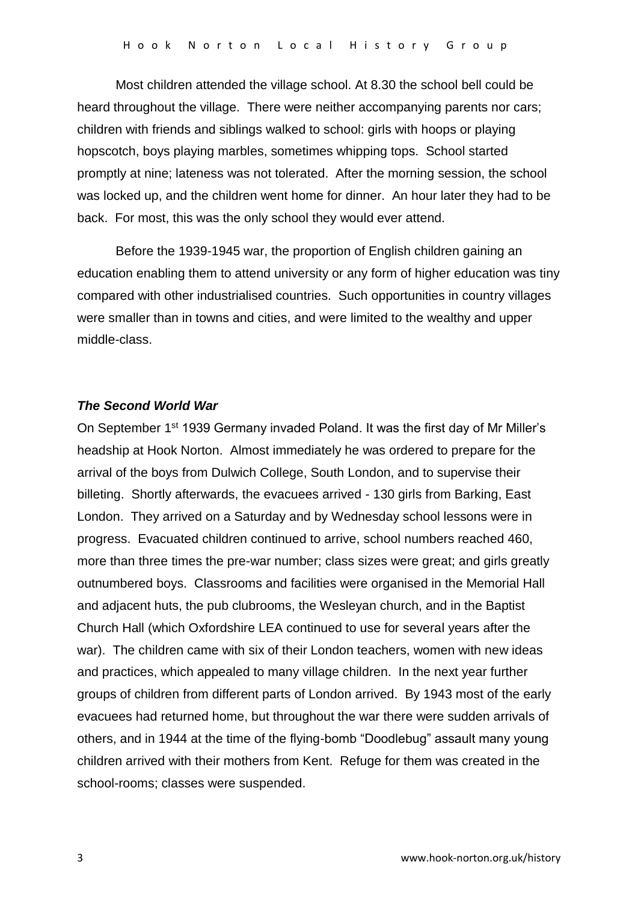Most children attended the village school. At 8.30 the school bell could be heard throughout the village. There were neither accompanying parents nor cars; children with friends and siblings walked to school: girls with hoops or playing hopscotch, boys playing marbles, sometimes whipping tops. School started promptly at nine; lateness was not tolerated. After the morning session, the school was locked up, and the children went home for dinner. An hour later they had to be back. For most, this was the only school they would ever attend.

Before the 1939-1945 war, the proportion of English children gaining an education enabling them to attend university or any form of higher education was tiny compared with other industrialised countries. Such opportunities in country villages were smaller than in towns and cities, and were limited to the wealthy and upper middle-class.

### *The Second World War*

On September 1st 1939 Germany invaded Poland. It was the first day of Mr Miller's headship at Hook Norton. Almost immediately he was ordered to prepare for the arrival of the boys from Dulwich College, South London, and to supervise their billeting. Shortly afterwards, the evacuees arrived - 130 girls from Barking, East London. They arrived on a Saturday and by Wednesday school lessons were in progress. Evacuated children continued to arrive, school numbers reached 460, more than three times the pre-war number; class sizes were great; and girls greatly outnumbered boys. Classrooms and facilities were organised in the Memorial Hall and adjacent huts, the pub clubrooms, the Wesleyan church, and in the Baptist Church Hall (which Oxfordshire LEA continued to use for several years after the war). The children came with six of their London teachers, women with new ideas and practices, which appealed to many village children. In the next year further groups of children from different parts of London arrived. By 1943 most of the early evacuees had returned home, but throughout the war there were sudden arrivals of others, and in 1944 at the time of the flying-bomb "Doodlebug" assault many young children arrived with their mothers from Kent. Refuge for them was created in the school-rooms; classes were suspended.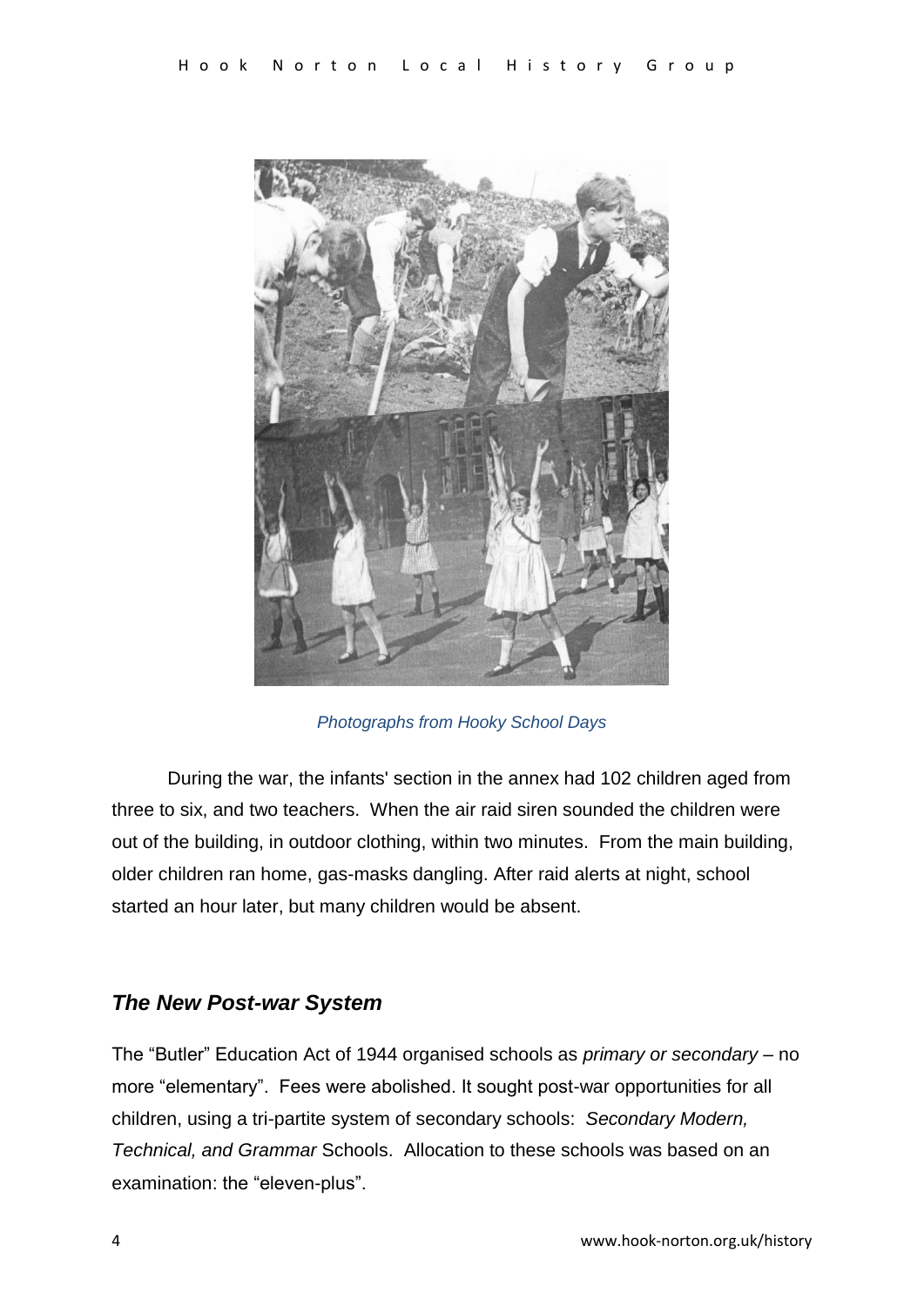*Photographs from Hooky School Days*

During the war, the infants' section in the annex had 102 children aged from three to six, and two teachers. When the air raid siren sounded the children were out of the building, in outdoor clothing, within two minutes. From the main building, older children ran home, gas-masks dangling. After raid alerts at night, school started an hour later, but many children would be absent.

## *The New Post-war System*

The "Butler" Education Act of 1944 organised schools as *primary or secondary* – no more "elementary". Fees were abolished. It sought post-war opportunities for all children, using a tri-partite system of secondary schools: *Secondary Modern, Technical, and Grammar* Schools. Allocation to these schools was based on an examination: the "eleven-plus".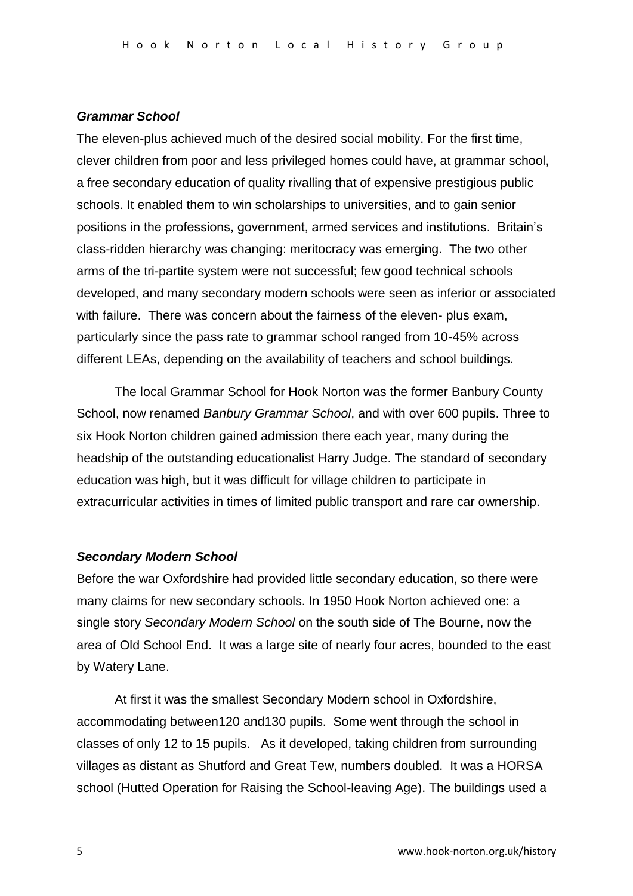### *Grammar School*

The eleven-plus achieved much of the desired social mobility. For the first time, clever children from poor and less privileged homes could have, at grammar school, a free secondary education of quality rivalling that of expensive prestigious public schools. It enabled them to win scholarships to universities, and to gain senior positions in the professions, government, armed services and institutions. Britain's class-ridden hierarchy was changing: meritocracy was emerging. The two other arms of the tri-partite system were not successful; few good technical schools developed, and many secondary modern schools were seen as inferior or associated with failure. There was concern about the fairness of the eleven- plus exam, particularly since the pass rate to grammar school ranged from 10-45% across different LEAs, depending on the availability of teachers and school buildings.

The local Grammar School for Hook Norton was the former Banbury County School, now renamed *Banbury Grammar School*, and with over 600 pupils. Three to six Hook Norton children gained admission there each year, many during the headship of the outstanding educationalist Harry Judge. The standard of secondary education was high, but it was difficult for village children to participate in extracurricular activities in times of limited public transport and rare car ownership.

### *Secondary Modern School*

Before the war Oxfordshire had provided little secondary education, so there were many claims for new secondary schools. In 1950 Hook Norton achieved one: a single story *Secondary Modern School* on the south side of The Bourne, now the area of Old School End. It was a large site of nearly four acres, bounded to the east by Watery Lane.

At first it was the smallest Secondary Modern school in Oxfordshire, accommodating between120 and130 pupils. Some went through the school in classes of only 12 to 15 pupils. As it developed, taking children from surrounding villages as distant as Shutford and Great Tew, numbers doubled. It was a HORSA school (Hutted Operation for Raising the School-leaving Age). The buildings used a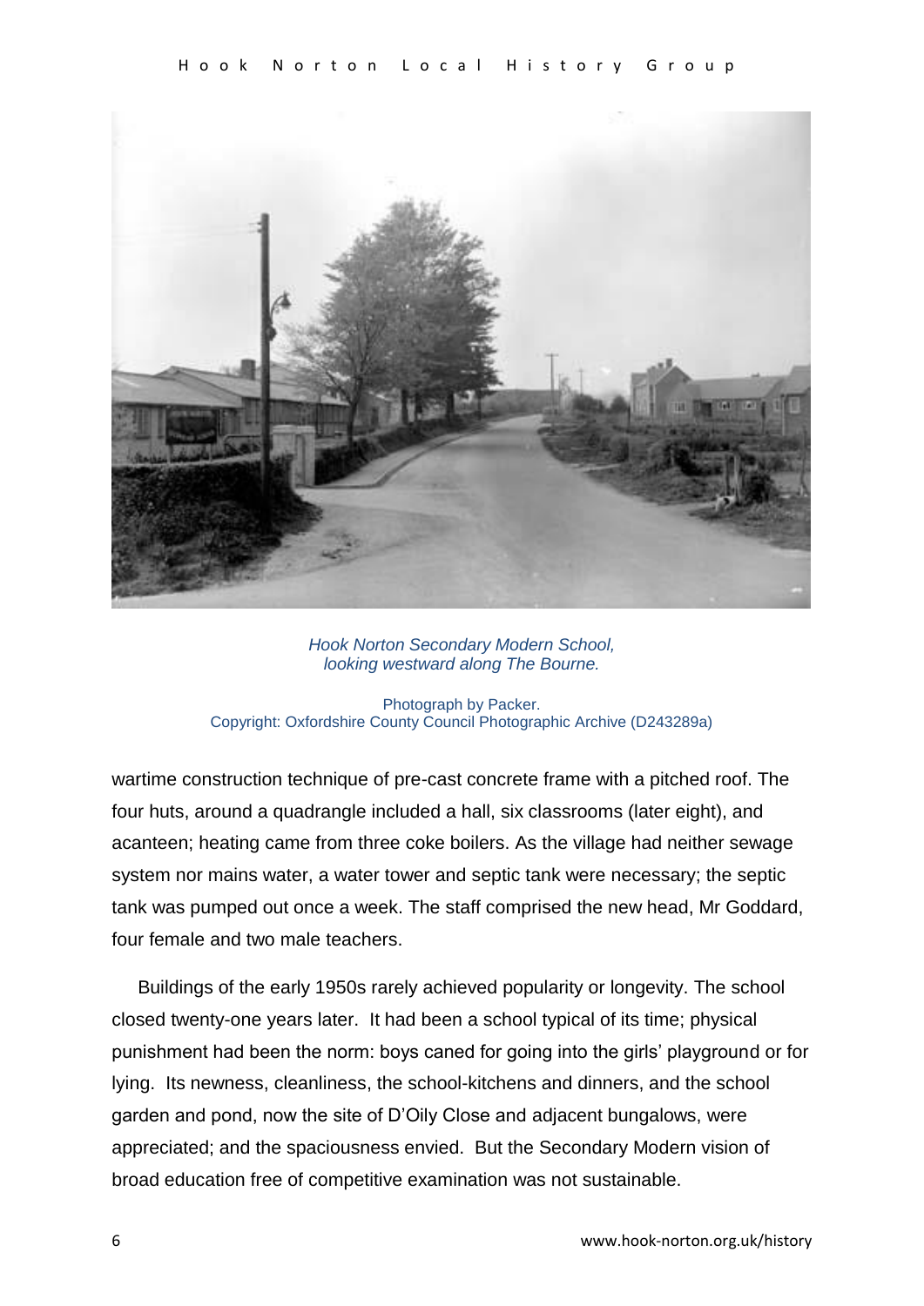*Hook Norton Secondary Modern School, looking westward along The Bourne.*

Photograph by Packer.
Copyright: Oxfordshire County Council Photographic Archive (D243289a)

wartime construction technique of pre-cast concrete frame with a pitched roof. The four huts, around a quadrangle included a hall, six classrooms (later eight), and acanteen; heating came from three coke boilers. As the village had neither sewage system nor mains water, a water tower and septic tank were necessary; the septic tank was pumped out once a week. The staff comprised the new head, Mr Goddard, four female and two male teachers.

Buildings of the early 1950s rarely achieved popularity or longevity. The school closed twenty-one years later. It had been a school typical of its time; physical punishment had been the norm: boys caned for going into the girls' playground or for lying. Its newness, cleanliness, the school-kitchens and dinners, and the school garden and pond, now the site of D'Oily Close and adjacent bungalows, were appreciated; and the spaciousness envied. But the Secondary Modern vision of broad education free of competitive examination was not sustainable.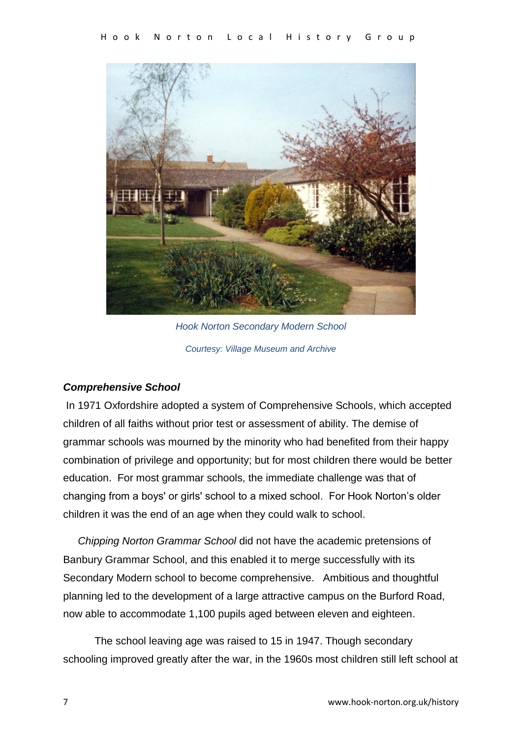Hook Norton Secondary Modern School

Courtesy: Village Museum and Archive

***Comprehensive School***

In 1971 Oxfordshire adopted a system of Comprehensive Schools, which accepted children of all faiths without prior test or assessment of ability. The demise of grammar schools was mourned by the minority who had benefited from their happy combination of privilege and opportunity; but for most children there would be better education. For most grammar schools, the immediate challenge was that of changing from a boys' or girls' school to a mixed school. For Hook Norton's older children it was the end of an age when they could walk to school.

*Chipping Norton Grammar School* did not have the academic pretensions of Banbury Grammar School, and this enabled it to merge successfully with its Secondary Modern school to become comprehensive. Ambitious and thoughtful planning led to the development of a large attractive campus on the Burford Road, now able to accommodate 1,100 pupils aged between eleven and eighteen.

The school leaving age was raised to 15 in 1947. Though secondary schooling improved greatly after the war, in the 1960s most children still left school at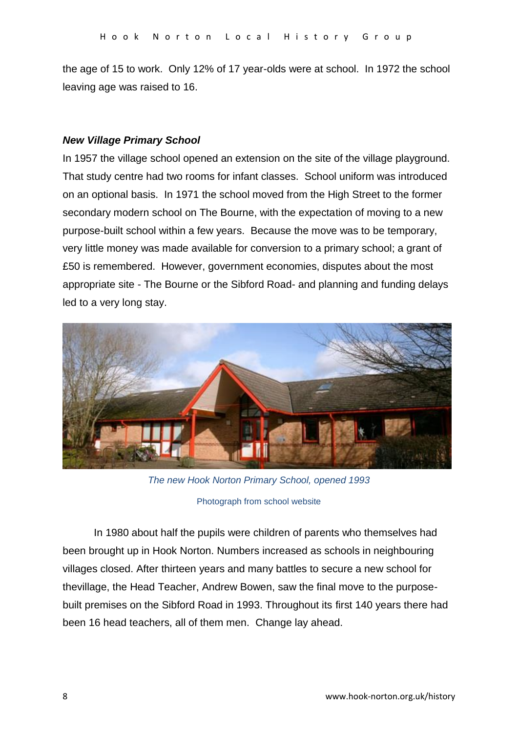the age of 15 to work. Only 12% of 17 year-olds were at school. In 1972 the school leaving age was raised to 16.

***New Village Primary School***

In 1957 the village school opened an extension on the site of the village playground. That study centre had two rooms for infant classes. School uniform was introduced on an optional basis. In 1971 the school moved from the High Street to the former secondary modern school on The Bourne, with the expectation of moving to a new purpose-built school within a few years. Because the move was to be temporary, very little money was made available for conversion to a primary school; a grant of £50 is remembered. However, government economies, disputes about the most appropriate site - The Bourne or the Sibford Road- and planning and funding delays led to a very long stay.

*The new Hook Norton Primary School, opened 1993*

Photograph from school website

In 1980 about half the pupils were children of parents who themselves had been brought up in Hook Norton. Numbers increased as schools in neighbouring villages closed. After thirteen years and many battles to secure a new school for thevillage, the Head Teacher, Andrew Bowen, saw the final move to the purpose-built premises on the Sibford Road in 1993. Throughout its first 140 years there had been 16 head teachers, all of them men. Change lay ahead.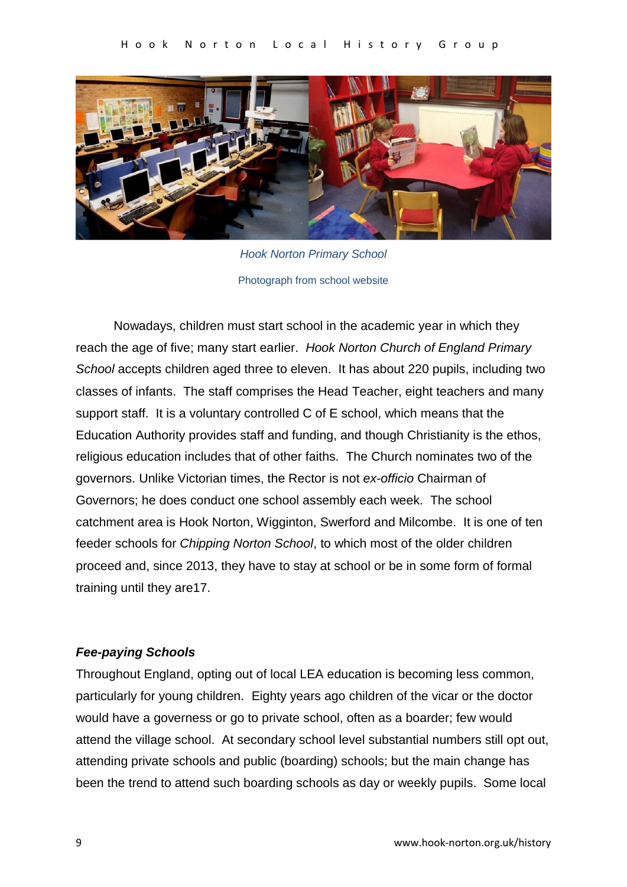*Hook Norton Primary School*

Photograph from school website

Nowadays, children must start school in the academic year in which they reach the age of five; many start earlier. *Hook Norton Church of England Primary School* accepts children aged three to eleven. It has about 220 pupils, including two classes of infants. The staff comprises the Head Teacher, eight teachers and many support staff. It is a voluntary controlled C of E school, which means that the Education Authority provides staff and funding, and though Christianity is the ethos, religious education includes that of other faiths. The Church nominates two of the governors. Unlike Victorian times, the Rector is not *ex-officio* Chairman of Governors; he does conduct one school assembly each week. The school catchment area is Hook Norton, Wigginton, Swerford and Milcombe. It is one of ten feeder schools for *Chipping Norton School*, to which most of the older children proceed and, since 2013, they have to stay at school or be in some form of formal training until they are17.

### ***Fee-paying Schools***

Throughout England, opting out of local LEA education is becoming less common, particularly for young children. Eighty years ago children of the vicar or the doctor would have a governess or go to private school, often as a boarder; few would attend the village school. At secondary school level substantial numbers still opt out, attending private schools and public (boarding) schools; but the main change has been the trend to attend such boarding schools as day or weekly pupils. Some local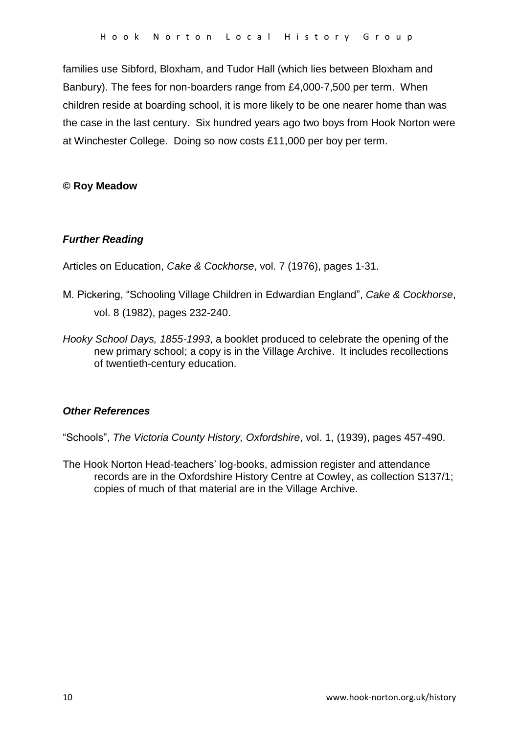families use Sibford, Bloxham, and Tudor Hall (which lies between Bloxham and Banbury). The fees for non-boarders range from £4,000-7,500 per term. When children reside at boarding school, it is more likely to be one nearer home than was the case in the last century. Six hundred years ago two boys from Hook Norton were at Winchester College. Doing so now costs £11,000 per boy per term.

**© Roy Meadow**

### ***Further Reading***

Articles on Education, *Cake & Cockhorse*, vol. 7 (1976), pages 1-31.

M. Pickering, "Schooling Village Children in Edwardian England", *Cake & Cockhorse*, vol. 8 (1982), pages 232-240.

*Hooky School Days, 1855-1993*, a booklet produced to celebrate the opening of the new primary school; a copy is in the Village Archive. It includes recollections of twentieth-century education.

### ***Other References***

"Schools", *The Victoria County History, Oxfordshire*, vol. 1, (1939), pages 457-490.

The Hook Norton Head-teachers' log-books, admission register and attendance records are in the Oxfordshire History Centre at Cowley, as collection S137/1; copies of much of that material are in the Village Archive.